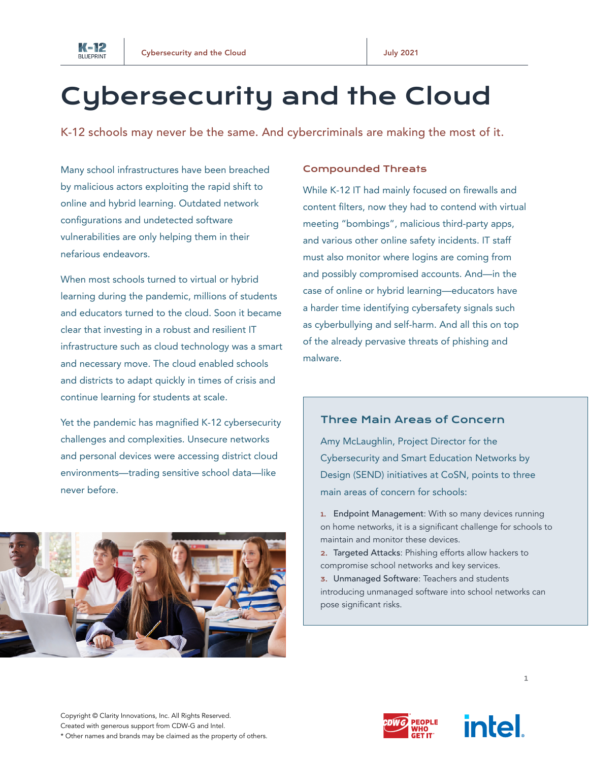# Cybersecurity and the Cloud

K-12 schools may never be the same. And cybercriminals are making the most of it.

Many school infrastructures have been breached by malicious actors exploiting the rapid shift to online and hybrid learning. Outdated network configurations and undetected software vulnerabilities are only helping them in their nefarious endeavors.

When most schools turned to virtual or hybrid learning during the pandemic, millions of students and educators turned to the cloud. Soon it became clear that investing in a robust and resilient IT infrastructure such as cloud technology was a smart and necessary move. The cloud enabled schools and districts to adapt quickly in times of crisis and continue learning for students at scale.

Yet the pandemic has magnified K-12 cybersecurity challenges and complexities. Unsecure networks and personal devices were accessing district cloud environments—trading sensitive school data—like never before.

## Compounded Threats

While K-12 IT had mainly focused on firewalls and content filters, now they had to contend with virtual meeting "bombings", malicious third-party apps, and various other online safety incidents. IT staff must also monitor where logins are coming from and possibly compromised accounts. And—in the case of online or hybrid learning—educators have a harder time identifying cybersafety signals such as cyberbullying and self-harm. And all this on top of the already pervasive threats of phishing and malware.

### Three Main Areas of Concern

Amy McLaughlin, Project Director for the Cybersecurity and Smart Education Networks by Design (SEND) initiatives at CoSN, points to three main areas of concern for schools:

1. Endpoint Management: With so many devices running on home networks, it is a significant challenge for schools to maintain and monitor these devices.
2. Targeted Attacks: Phishing efforts allow hackers to compromise school networks and key services.
3. Unmanaged Software: Teachers and students introducing unmanaged software into school networks can pose significant risks.

Copyright © Clarity Innovations, Inc. All Rights Reserved.
Created with generous support from CDW-G and Intel.
* Other names and brands may be claimed as the property of others.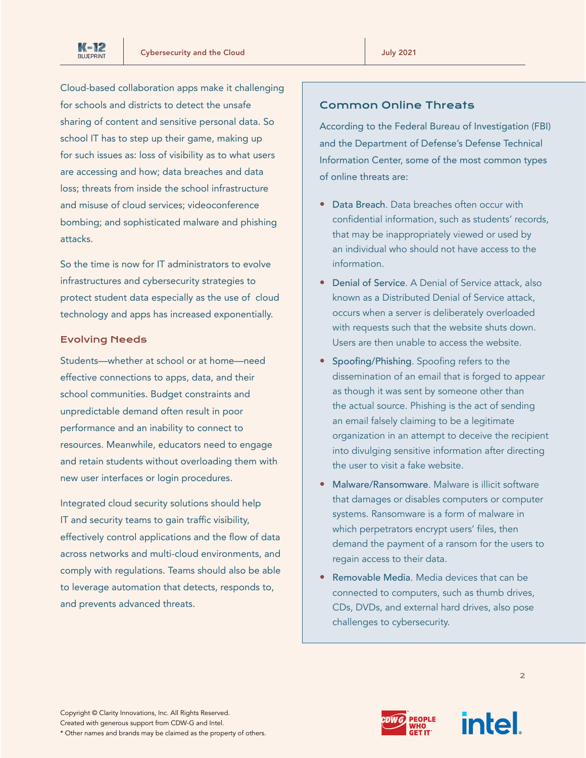Cloud-based collaboration apps make it challenging for schools and districts to detect the unsafe sharing of content and sensitive personal data. So school IT has to step up their game, making up for such issues as: loss of visibility as to what users are accessing and how; data breaches and data loss; threats from inside the school infrastructure and misuse of cloud services; videoconference bombing; and sophisticated malware and phishing attacks.

So the time is now for IT administrators to evolve infrastructures and cybersecurity strategies to protect student data especially as the use of cloud technology and apps has increased exponentially.

## Evolving Needs

Students—whether at school or at home—need effective connections to apps, data, and their school communities. Budget constraints and unpredictable demand often result in poor performance and an inability to connect to resources. Meanwhile, educators need to engage and retain students without overloading them with new user interfaces or login procedures.

Integrated cloud security solutions should help IT and security teams to gain traffic visibility, effectively control applications and the flow of data across networks and multi-cloud environments, and comply with regulations. Teams should also be able to leverage automation that detects, responds to, and prevents advanced threats.

## Common Online Threats

According to the Federal Bureau of Investigation (FBI) and the Department of Defense's Defense Technical Information Center, some of the most common types of online threats are:

- Data Breach. Data breaches often occur with confidential information, such as students' records, that may be inappropriately viewed or used by an individual who should not have access to the information.
- Denial of Service. A Denial of Service attack, also known as a Distributed Denial of Service attack, occurs when a server is deliberately overloaded with requests such that the website shuts down. Users are then unable to access the website.
- Spoofing/Phishing. Spoofing refers to the dissemination of an email that is forged to appear as though it was sent by someone other than the actual source. Phishing is the act of sending an email falsely claiming to be a legitimate organization in an attempt to deceive the recipient into divulging sensitive information after directing the user to visit a fake website.
- Malware/Ransomware. Malware is illicit software that damages or disables computers or computer systems. Ransomware is a form of malware in which perpetrators encrypt users' files, then demand the payment of a ransom for the users to regain access to their data.
- Removable Media. Media devices that can be connected to computers, such as thumb drives, CDs, DVDs, and external hard drives, also pose challenges to cybersecurity.

Copyright © Clarity Innovations, Inc. All Rights Reserved.
Created with generous support from CDW-G and Intel.
* Other names and brands may be claimed as the property of others.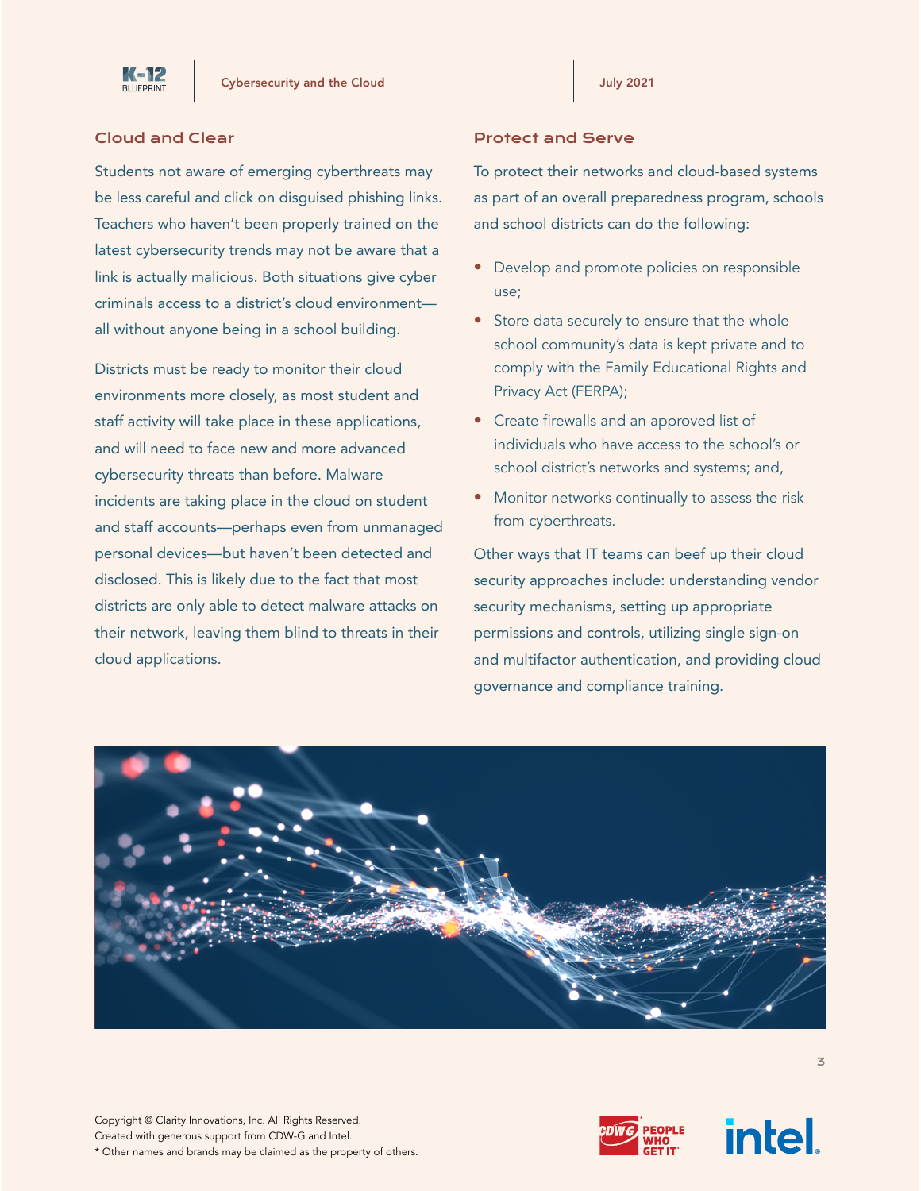## Cloud and Clear

Students not aware of emerging cyberthreats may be less careful and click on disguised phishing links. Teachers who haven't been properly trained on the latest cybersecurity trends may not be aware that a link is actually malicious. Both situations give cyber criminals access to a district's cloud environment—all without anyone being in a school building.

Districts must be ready to monitor their cloud environments more closely, as most student and staff activity will take place in these applications, and will need to face new and more advanced cybersecurity threats than before. Malware incidents are taking place in the cloud on student and staff accounts—perhaps even from unmanaged personal devices—but haven't been detected and disclosed. This is likely due to the fact that most districts are only able to detect malware attacks on their network, leaving them blind to threats in their cloud applications.

## Protect and Serve

To protect their networks and cloud-based systems as part of an overall preparedness program, schools and school districts can do the following:

- Develop and promote policies on responsible use;
- Store data securely to ensure that the whole school community's data is kept private and to comply with the Family Educational Rights and Privacy Act (FERPA);
- Create firewalls and an approved list of individuals who have access to the school's or school district's networks and systems; and,
- Monitor networks continually to assess the risk from cyberthreats.

Other ways that IT teams can beef up their cloud security approaches include: understanding vendor security mechanisms, setting up appropriate permissions and controls, utilizing single sign-on and multifactor authentication, and providing cloud governance and compliance training.

Copyright © Clarity Innovations, Inc. All Rights Reserved.
Created with generous support from CDW-G and Intel.
* Other names and brands may be claimed as the property of others.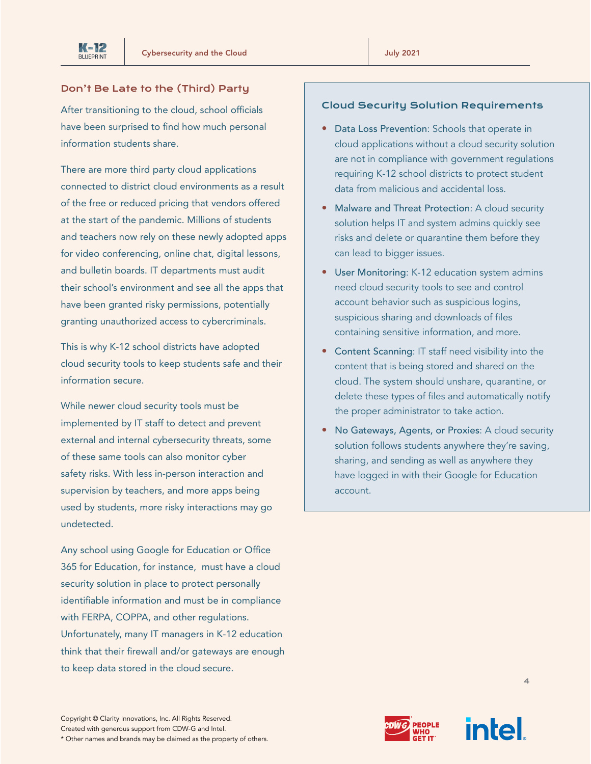## Don't Be Late to the (Third) Party

After transitioning to the cloud, school officials have been surprised to find how much personal information students share.

There are more third party cloud applications connected to district cloud environments as a result of the free or reduced pricing that vendors offered at the start of the pandemic. Millions of students and teachers now rely on these newly adopted apps for video conferencing, online chat, digital lessons, and bulletin boards. IT departments must audit their school's environment and see all the apps that have been granted risky permissions, potentially granting unauthorized access to cybercriminals.

This is why K-12 school districts have adopted cloud security tools to keep students safe and their information secure.

While newer cloud security tools must be implemented by IT staff to detect and prevent external and internal cybersecurity threats, some of these same tools can also monitor cyber safety risks. With less in-person interaction and supervision by teachers, and more apps being used by students, more risky interactions may go undetected.

Any school using Google for Education or Office 365 for Education, for instance, must have a cloud security solution in place to protect personally identifiable information and must be in compliance with FERPA, COPPA, and other regulations. Unfortunately, many IT managers in K-12 education think that their firewall and/or gateways are enough to keep data stored in the cloud secure.

### Cloud Security Solution Requirements

- Data Loss Prevention: Schools that operate in cloud applications without a cloud security solution are not in compliance with government regulations requiring K-12 school districts to protect student data from malicious and accidental loss.
- Malware and Threat Protection: A cloud security solution helps IT and system admins quickly see risks and delete or quarantine them before they can lead to bigger issues.
- User Monitoring: K-12 education system admins need cloud security tools to see and control account behavior such as suspicious logins, suspicious sharing and downloads of files containing sensitive information, and more.
- Content Scanning: IT staff need visibility into the content that is being stored and shared on the cloud. The system should unshare, quarantine, or delete these types of files and automatically notify the proper administrator to take action.
- No Gateways, Agents, or Proxies: A cloud security solution follows students anywhere they're saving, sharing, and sending as well as anywhere they have logged in with their Google for Education account.

Copyright © Clarity Innovations, Inc. All Rights Reserved.
Created with generous support from CDW-G and Intel.
* Other names and brands may be claimed as the property of others.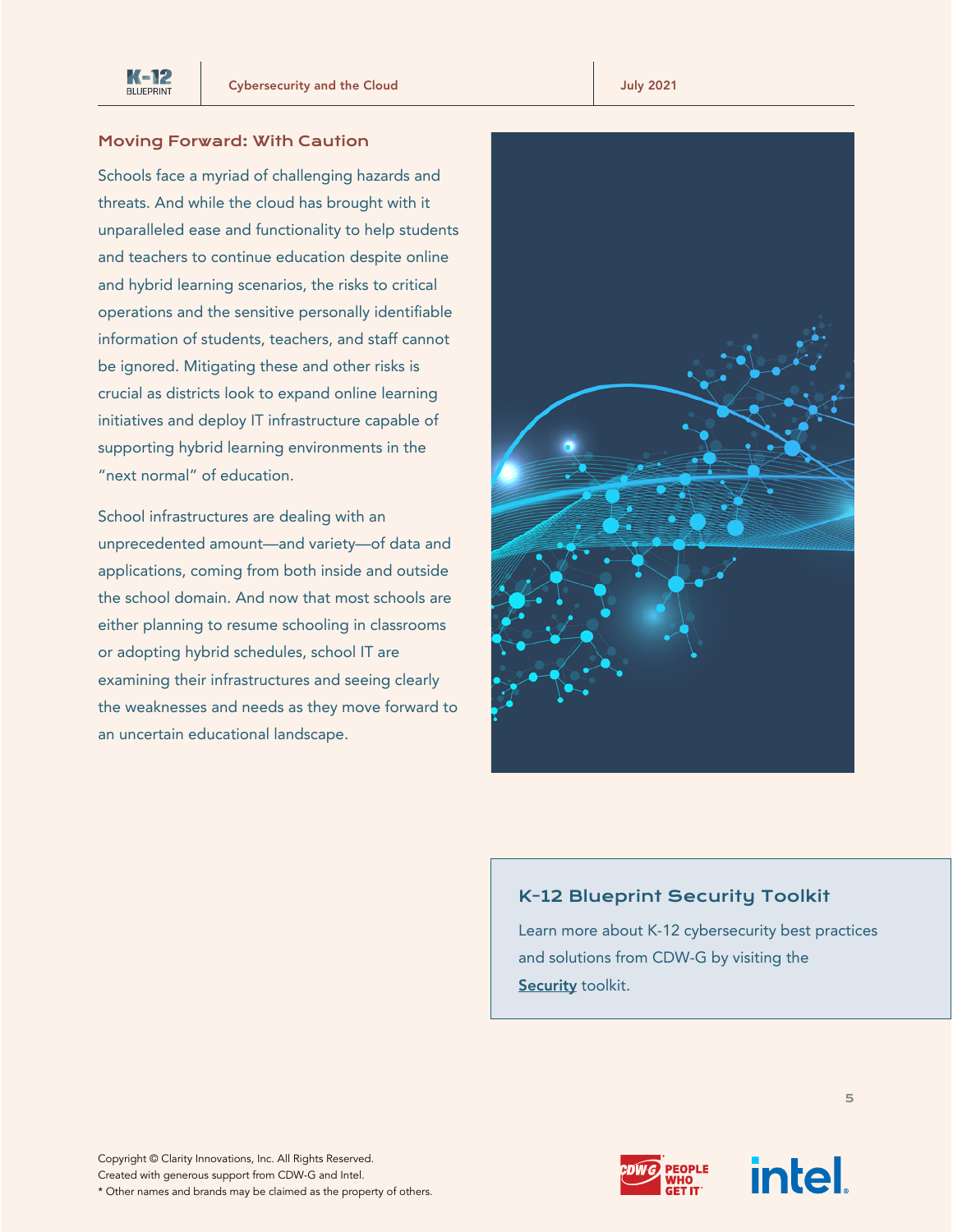## Moving Forward: With Caution

Schools face a myriad of challenging hazards and threats. And while the cloud has brought with it unparalleled ease and functionality to help students and teachers to continue education despite online and hybrid learning scenarios, the risks to critical operations and the sensitive personally identifiable information of students, teachers, and staff cannot be ignored. Mitigating these and other risks is crucial as districts look to expand online learning initiatives and deploy IT infrastructure capable of supporting hybrid learning environments in the "next normal" of education.

School infrastructures are dealing with an unprecedented amount—and variety—of data and applications, coming from both inside and outside the school domain. And now that most schools are either planning to resume schooling in classrooms or adopting hybrid schedules, school IT are examining their infrastructures and seeing clearly the weaknesses and needs as they move forward to an uncertain educational landscape.

### K-12 Blueprint Security Toolkit

Learn more about K-12 cybersecurity best practices and solutions from CDW-G by visiting the **Security** toolkit.

Copyright © Clarity Innovations, Inc. All Rights Reserved.
Created with generous support from CDW-G and Intel.
* Other names and brands may be claimed as the property of others.